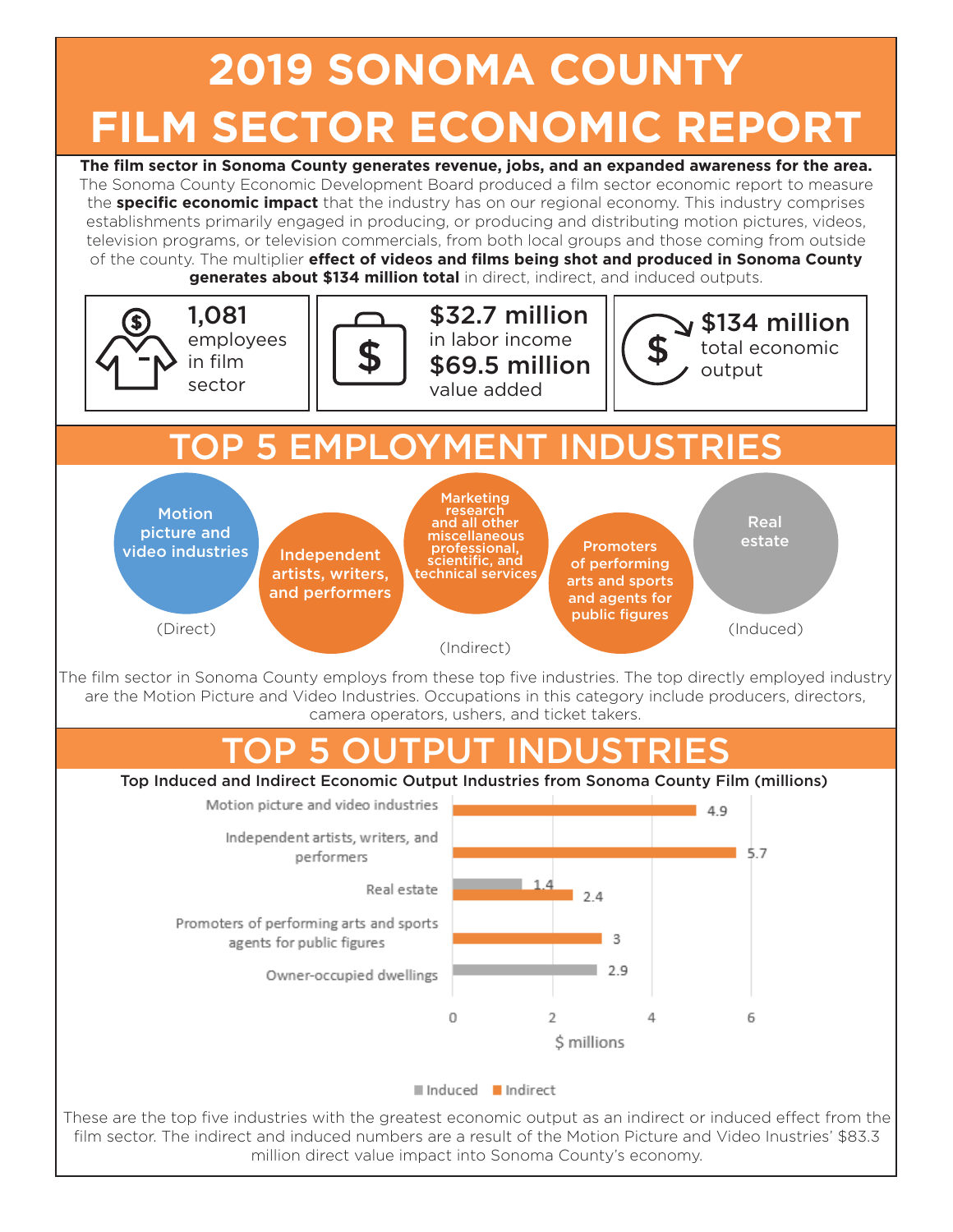# 2019 SONOMA COUNTY FILM SECTOR ECONOMIC REPORT

**The film sector in Sonoma County generates revenue, jobs, and an expanded awareness for the area.** The Sonoma County Economic Development Board produced a film sector economic report to measure the **specific economic impact** that the industry has on our regional economy. This industry comprises establishments primarily engaged in producing, or producing and distributing motion pictures, videos, television programs, or television commercials, from both local groups and those coming from outside of the county. The multiplier **effect of videos and films being shot and produced in Sonoma County generates about $134 million total** in direct, indirect, and induced outputs.

**1,081** employees in film sector

**$32.7 million** in labor income

**$69.5 million** value added

**$134 million** total economic output

## TOP 5 EMPLOYMENT INDUSTRIES

- Motion picture and video industries (Direct)
- Independent artists, writers, and performers
- Marketing research and all other miscellaneous professional, scientific, and technical services (Indirect)
- Promoters of performing arts and sports and agents for public figures
- Real estate (Induced)

The film sector in Sonoma County employs from these top five industries. The top directly employed industry are the Motion Picture and Video Industries. Occupations in this category include producers, directors, camera operators, ushers, and ticket takers.

## TOP 5 OUTPUT INDUSTRIES

**Top Induced and Indirect Economic Output Industries from Sonoma County Film (millions)**

| Industry | Induced ($ millions) | Indirect ($ millions) |
|---|---|---|
| Motion picture and video industries | | 4.9 |
| Independent artists, writers, and performers | | 5.7 |
| Real estate | 1.4 | 2.4 |
| Promoters of performing arts and sports agents for public figures | | 3 |
| Owner-occupied dwellings | 2.9 | |

These are the top five industries with the greatest economic output as an indirect or induced effect from the film sector. The indirect and induced numbers are a result of the Motion Picture and Video Inustries' $83.3 million direct value impact into Sonoma County's economy.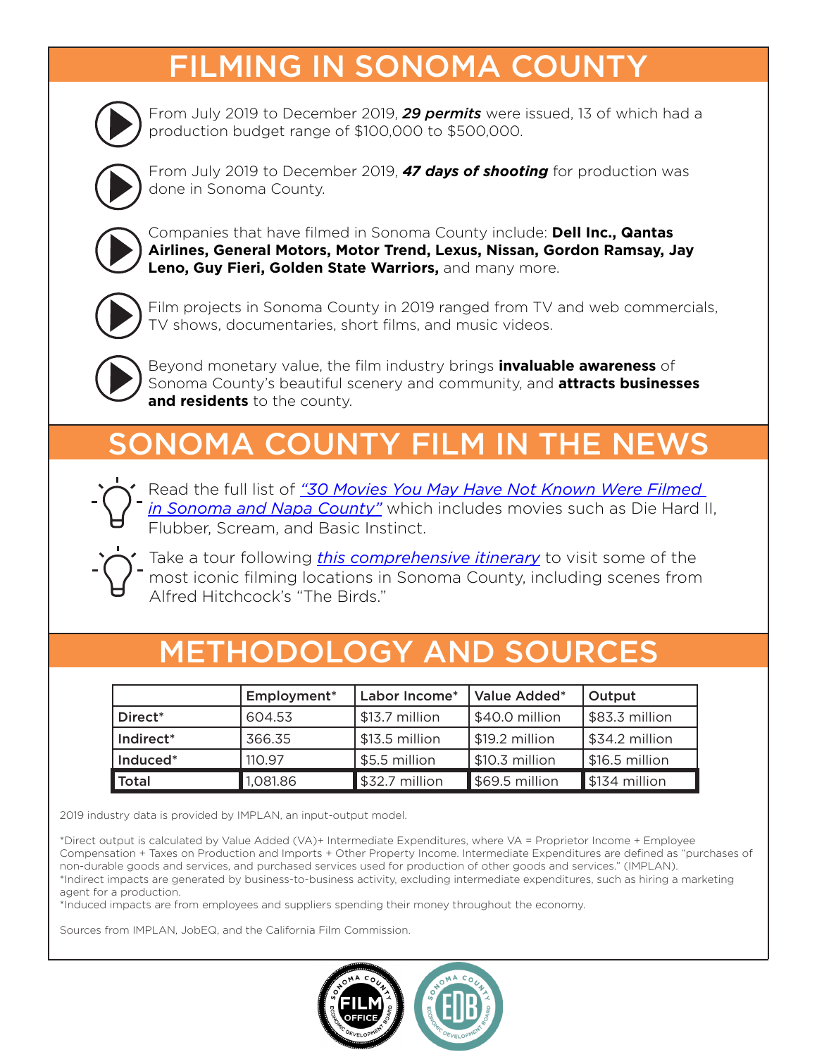# FILMING IN SONOMA COUNTY

- From July 2019 to December 2019, ***29 permits*** were issued, 13 of which had a production budget range of $100,000 to $500,000.
- From July 2019 to December 2019, ***47 days of shooting*** for production was done in Sonoma County.
- Companies that have filmed in Sonoma County include: **Dell Inc., Qantas Airlines, General Motors, Motor Trend, Lexus, Nissan, Gordon Ramsay, Jay Leno, Guy Fieri, Golden State Warriors,** and many more.
- Film projects in Sonoma County in 2019 ranged from TV and web commercials, TV shows, documentaries, short films, and music videos.
- Beyond monetary value, the film industry brings **invaluable awareness** of Sonoma County's beautiful scenery and community, and **attracts businesses and residents** to the county.

# SONOMA COUNTY FILM IN THE NEWS

- Read the full list of *"30 Movies You May Have Not Known Were Filmed in Sonoma and Napa County"* which includes movies such as Die Hard II, Flubber, Scream, and Basic Instinct.
- Take a tour following *this comprehensive itinerary* to visit some of the most iconic filming locations in Sonoma County, including scenes from Alfred Hitchcock's "The Birds."

# METHODOLOGY AND SOURCES

| | Employment* | Labor Income* | Value Added* | Output |
|---|---|---|---|---|
| Direct* | 604.53 | $13.7 million | $40.0 million | $83.3 million |
| Indirect* | 366.35 | $13.5 million | $19.2 million | $34.2 million |
| Induced* | 110.97 | $5.5 million | $10.3 million | $16.5 million |
| **Total** | 1,081.86 | $32.7 million | $69.5 million | $134 million |

2019 industry data is provided by IMPLAN, an input-output model.

*Direct output is calculated by Value Added (VA)+ Intermediate Expenditures, where VA = Proprietor Income + Employee Compensation + Taxes on Production and Imports + Other Property Income. Intermediate Expenditures are defined as "purchases of non-durable goods and services, and purchased services used for production of other goods and services." (IMPLAN).
*Indirect impacts are generated by business-to-business activity, excluding intermediate expenditures, such as hiring a marketing agent for a production.
*Induced impacts are from employees and suppliers spending their money throughout the economy.

Sources from IMPLAN, JobEQ, and the California Film Commission.